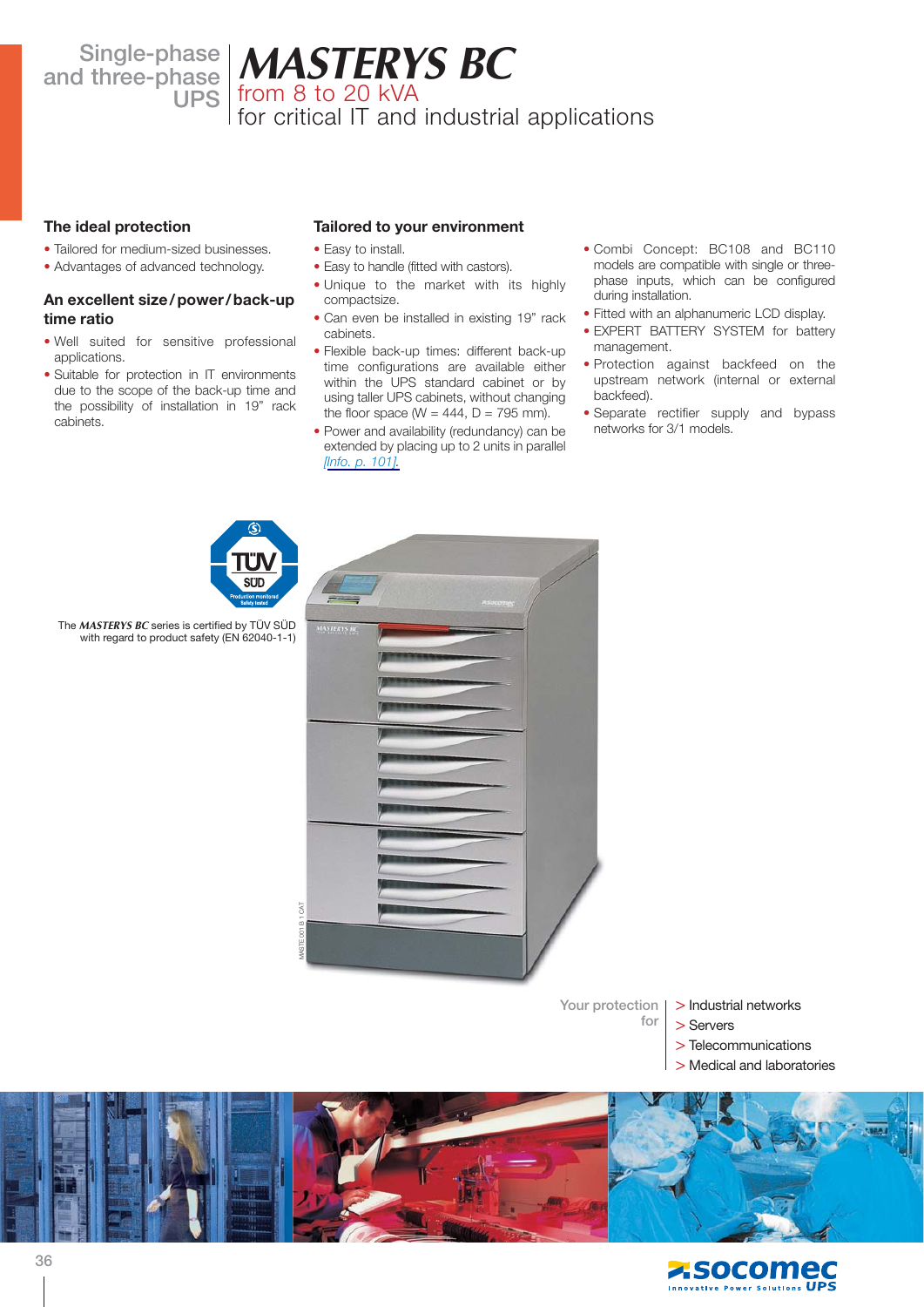Single-phase and three-phase UPS

# MASTERYS BC

from 8 to 20 kVA
for critical IT and industrial applications

## The ideal protection

- Tailored for medium-sized businesses.
- Advantages of advanced technology.

## An excellent size/power/back-up time ratio

- Well suited for sensitive professional applications.
- Suitable for protection in IT environments due to the scope of the back-up time and the possibility of installation in 19" rack cabinets.

## Tailored to your environment

- Easy to install.
- Easy to handle (fitted with castors).
- Unique to the market with its highly compactsize.
- Can even be installed in existing 19" rack cabinets.
- Flexible back-up times: different back-up time configurations are available either within the UPS standard cabinet or by using taller UPS cabinets, without changing the floor space (W = 444, D = 795 mm).
- Power and availability (redundancy) can be extended by placing up to 2 units in parallel *[Info. p. 101]*.
- Combi Concept: BC108 and BC110 models are compatible with single or three-phase inputs, which can be configured during installation.
- Fitted with an alphanumeric LCD display.
- EXPERT BATTERY SYSTEM for battery management.
- Protection against backfeed on the upstream network (internal or external backfeed).
- Separate rectifier supply and bypass networks for 3/1 models.

The *MASTERYS BC* series is certified by TÜV SÜD with regard to product safety (EN 62040-1-1)

Your protection for

- > Industrial networks
- > Servers
- > Telecommunications
- > Medical and laboratories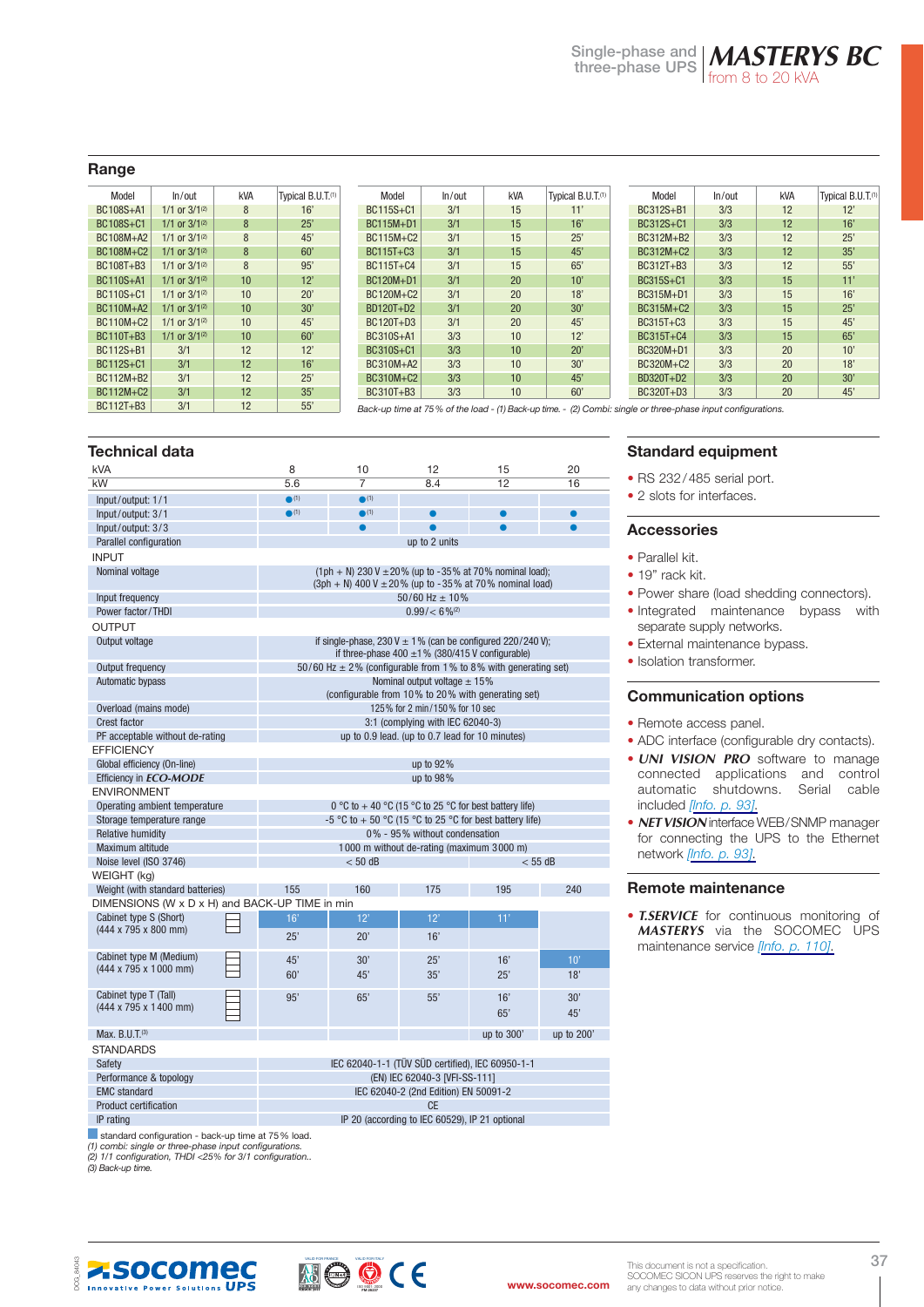## Range

| Model | In/out | kVA | Typical B.U.T.(1) |
|---|---|---|---|
| BC108S+A1 | 1/1 or 3/1(2) | 8 | 16' |
| BC108S+C1 | 1/1 or 3/1(2) | 8 | 25' |
| BC108M+A2 | 1/1 or 3/1(2) | 8 | 45' |
| BC108M+C2 | 1/1 or 3/1(2) | 8 | 60' |
| BC108T+B3 | 1/1 or 3/1(2) | 8 | 95' |
| BC110S+A1 | 1/1 or 3/1(2) | 10 | 12' |
| BC110S+C1 | 1/1 or 3/1(2) | 10 | 20' |
| BC110M+A2 | 1/1 or 3/1(2) | 10 | 30' |
| BC110M+C2 | 1/1 or 3/1(2) | 10 | 45' |
| BC110T+B3 | 1/1 or 3/1(2) | 10 | 60' |
| BC112S+B1 | 3/1 | 12 | 12' |
| BC112S+C1 | 3/1 | 12 | 16' |
| BC112M+B2 | 3/1 | 12 | 25' |
| BC112M+C2 | 3/1 | 12 | 35' |
| BC112T+B3 | 3/1 | 12 | 55' |

| Model | In/out | kVA | Typical B.U.T.(1) |
|---|---|---|---|
| BC115S+C1 | 3/1 | 15 | 11' |
| BC115M+D1 | 3/1 | 15 | 16' |
| BC115M+C2 | 3/1 | 15 | 25' |
| BC115T+C3 | 3/1 | 15 | 45' |
| BC115T+C4 | 3/1 | 15 | 65' |
| BC120M+D1 | 3/1 | 20 | 10' |
| BC120M+C2 | 3/1 | 20 | 18' |
| BD120T+D2 | 3/1 | 20 | 30' |
| BC120T+D3 | 3/1 | 20 | 45' |
| BC310S+A1 | 3/3 | 10 | 12' |
| BC310S+C1 | 3/3 | 10 | 20' |
| BC310M+A2 | 3/3 | 10 | 30' |
| BC310M+C2 | 3/3 | 10 | 45' |
| BC310T+B3 | 3/3 | 10 | 60' |

| Model | In/out | kVA | Typical B.U.T.(1) |
|---|---|---|---|
| BC312S+B1 | 3/3 | 12 | 12' |
| BC312S+C1 | 3/3 | 12 | 16' |
| BC312M+B2 | 3/3 | 12 | 25' |
| BC312M+C2 | 3/3 | 12 | 35' |
| BC312T+B3 | 3/3 | 12 | 55' |
| BC315S+C1 | 3/3 | 15 | 11' |
| BC315M+D1 | 3/3 | 15 | 16' |
| BC315M+C2 | 3/3 | 15 | 25' |
| BC315T+C3 | 3/3 | 15 | 45' |
| BC315T+C4 | 3/3 | 15 | 65' |
| BC320M+D1 | 3/3 | 20 | 10' |
| BC320M+C2 | 3/3 | 20 | 18' |
| BD320T+D2 | 3/3 | 20 | 30' |
| BC320T+D3 | 3/3 | 20 | 45' |

*Back-up time at 75 % of the load - (1) Back-up time. - (2) Combi: single or three-phase input configurations.*

## Technical data

| kVA | 8 | 10 | 12 | 15 | 20 |
|---|---|---|---|---|---|
| kW | 5.6 | 7 | 8.4 | 12 | 16 |
| Input/output: 1/1 | ●(1) | ●(1) | | | |
| Input/output: 3/1 | ●(1) | ●(1) | ● | ● | ● |
| Input/output: 3/3 | | ● | ● | ● | ● |
| Parallel configuration | up to 2 units | | | | |
| **INPUT** | | | | | |
| Nominal voltage | (1ph + N) 230 V ±20% (up to -35% at 70% nominal load); (3ph + N) 400 V ±20% (up to -35% at 70% nominal load) | | | | |
| Input frequency | 50/60 Hz ± 10% | | | | |
| Power factor/THDI | 0.99/< 6%(2) | | | | |
| **OUTPUT** | | | | | |
| Output voltage | if single-phase, 230 V ± 1% (can be configured 220/240 V); if three-phase 400 ±1% (380/415 V configurable) | | | | |
| Output frequency | 50/60 Hz ± 2% (configurable from 1% to 8% with generating set) | | | | |
| Automatic bypass | Nominal output voltage ± 15% (configurable from 10% to 20% with generating set) | | | | |
| Overload (mains mode) | 125% for 2 min/150% for 10 sec | | | | |
| Crest factor | 3:1 (complying with IEC 62040-3) | | | | |
| PF acceptable without de-rating | up to 0.9 lead. (up to 0.7 lead for 10 minutes) | | | | |
| **EFFICIENCY** | | | | | |
| Global efficiency (On-line) | up to 92% | | | | |
| Efficiency in *ECO-MODE* | up to 98% | | | | |
| **ENVIRONMENT** | | | | | |
| Operating ambient temperature | 0 °C to + 40 °C (15 °C to 25 °C for best battery life) | | | | |
| Storage temperature range | -5 °C to + 50 °C (15 °C to 25 °C for best battery life) | | | | |
| Relative humidity | 0% - 95% without condensation | | | | |
| Maximum altitude | 1000 m without de-rating (maximum 3000 m) | | | | |
| Noise level (ISO 3746) | < 50 dB | | | < 55 dB | |
| **WEIGHT (kg)** | | | | | |
| Weight (with standard batteries) | 155 | 160 | 175 | 195 | 240 |
| **DIMENSIONS (W x D x H) and BACK-UP TIME in min** | | | | | |
| Cabinet type S (Short) (444 x 795 x 800 mm) | 16' / 25' | 12' / 20' | 12' / 16' | 11' | |
| Cabinet type M (Medium) (444 x 795 x 1000 mm) | 45' / 60' | 30' / 45' | 25' / 35' | 16' / 25' | 10' / 18' |
| Cabinet type T (Tall) (444 x 795 x 1400 mm) | 95' | 65' | 55' | 16' / 65' | 30' / 45' |
| Max. B.U.T.(3) | | | | up to 300' | up to 200' |
| **STANDARDS** | | | | | |
| Safety | IEC 62040-1-1 (TÜV SÜD certified), IEC 60950-1-1 | | | | |
| Performance & topology | (EN) IEC 62040-3 [VFI-SS-111] | | | | |
| EMC standard | IEC 62040-2 (2nd Edition) EN 50091-2 | | | | |
| Product certification | CE | | | | |
| IP rating | IP 20 (according to IEC 60529), IP 21 optional | | | | |

■ standard configuration - back-up time at 75% load.
*(1) combi: single or three-phase input configurations.*
*(2) 1/1 configuration, THDI <25% for 3/1 configuration..*
*(3) Back-up time.*

## Standard equipment

- RS 232/485 serial port.
- 2 slots for interfaces.

## Accessories

- Parallel kit.
- 19" rack kit.
- Power share (load shedding connectors).
- Integrated maintenance bypass with separate supply networks.
- External maintenance bypass.
- Isolation transformer.

## Communication options

- Remote access panel.
- ADC interface (configurable dry contacts).
- ***UNI VISION PRO*** software to manage connected applications and control automatic shutdowns. Serial cable included [Info. p. 93].
- ***NET VISION*** interface WEB/SNMP manager for connecting the UPS to the Ethernet network [Info. p. 93].

## Remote maintenance

- ***T.SERVICE*** for continuous monitoring of ***MASTERYS*** via the SOCOMEC UPS maintenance service [Info. p. 110].

www.socomec.com

This document is not a specification. SOCOMEC SICON UPS reserves the right to make any changes to data without prior notice.